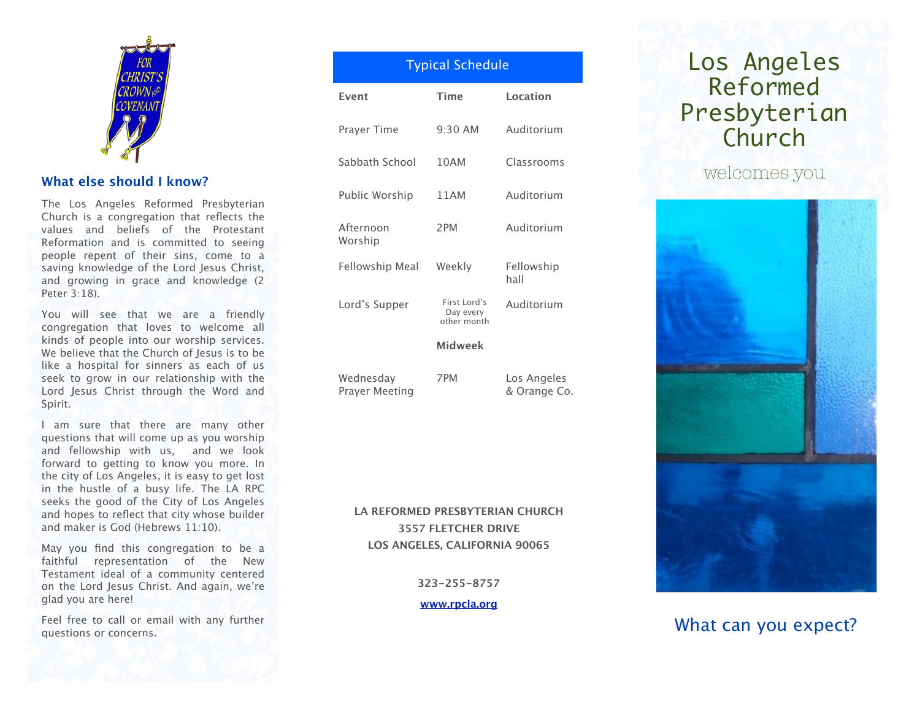## What else should I know?

The Los Angeles Reformed Presbyterian Church is a congregation that reflects the values and beliefs of the Protestant Reformation and is committed to seeing people repent of their sins, come to a saving knowledge of the Lord Jesus Christ, and growing in grace and knowledge (2 Peter 3:18).

You will see that we are a friendly congregation that loves to welcome all kinds of people into our worship services. We believe that the Church of Jesus is to be like a hospital for sinners as each of us seek to grow in our relationship with the Lord Jesus Christ through the Word and Spirit.

I am sure that there are many other questions that will come up as you worship and fellowship with us, and we look forward to getting to know you more. In the city of Los Angeles, it is easy to get lost in the hustle of a busy life. The LA RPC seeks the good of the City of Los Angeles and hopes to reflect that city whose builder and maker is God (Hebrews 11:10).

May you find this congregation to be a faithful representation of the New Testament ideal of a community centered on the Lord Jesus Christ. And again, we're glad you are here!

Feel free to call or email with any further questions or concerns.

## Typical Schedule

| Event | Time | Location |
|---|---|---|
| Prayer Time | 9:30 AM | Auditorium |
| Sabbath School | 10AM | Classrooms |
| Public Worship | 11AM | Auditorium |
| Afternoon Worship | 2PM | Auditorium |
| Fellowship Meal | Weekly | Fellowship hall |
| Lord's Supper | First Lord's Day every other month | Auditorium |
| | **Midweek** | |
| Wednesday Prayer Meeting | 7PM | Los Angeles & Orange Co. |

**LA REFORMED PRESBYTERIAN CHURCH**
**3557 FLETCHER DRIVE**
**LOS ANGELES, CALIFORNIA 90065**

**323-255-8757**

**www.rpcla.org**

# Los Angeles Reformed Presbyterian Church

welcomes you

## What can you expect?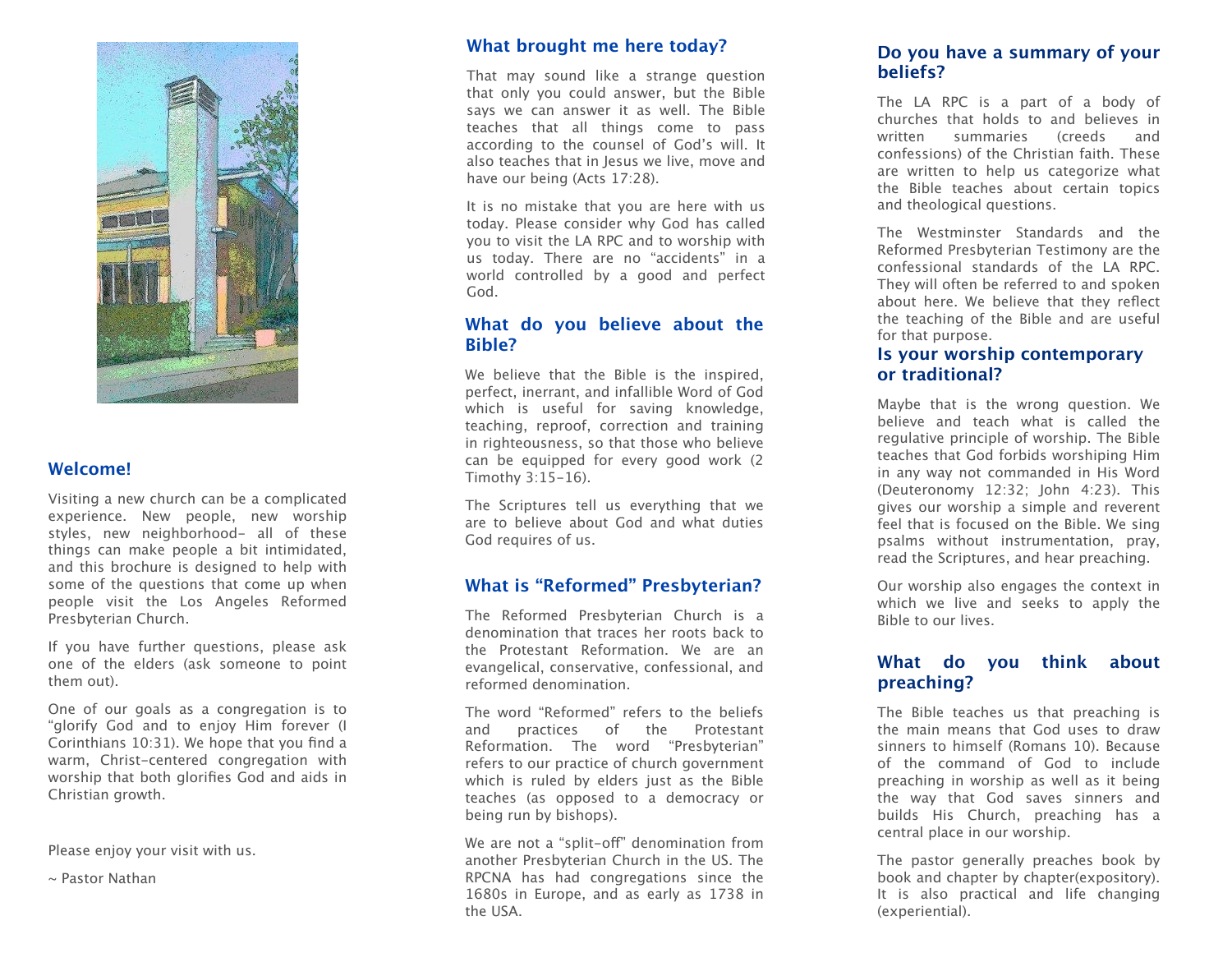## Welcome!

Visiting a new church can be a complicated experience. New people, new worship styles, new neighborhood- all of these things can make people a bit intimidated, and this brochure is designed to help with some of the questions that come up when people visit the Los Angeles Reformed Presbyterian Church.

If you have further questions, please ask one of the elders (ask someone to point them out).

One of our goals as a congregation is to "glorify God and to enjoy Him forever (I Corinthians 10:31). We hope that you find a warm, Christ-centered congregation with worship that both glorifies God and aids in Christian growth.

Please enjoy your visit with us.

~ Pastor Nathan

## What brought me here today?

That may sound like a strange question that only you could answer, but the Bible says we can answer it as well. The Bible teaches that all things come to pass according to the counsel of God's will. It also teaches that in Jesus we live, move and have our being (Acts 17:28).

It is no mistake that you are here with us today. Please consider why God has called you to visit the LA RPC and to worship with us today. There are no "accidents" in a world controlled by a good and perfect God.

## What do you believe about the Bible?

We believe that the Bible is the inspired, perfect, inerrant, and infallible Word of God which is useful for saving knowledge, teaching, reproof, correction and training in righteousness, so that those who believe can be equipped for every good work (2 Timothy 3:15-16).

The Scriptures tell us everything that we are to believe about God and what duties God requires of us.

## What is "Reformed" Presbyterian?

The Reformed Presbyterian Church is a denomination that traces her roots back to the Protestant Reformation. We are an evangelical, conservative, confessional, and reformed denomination.

The word "Reformed" refers to the beliefs and practices of the Protestant Reformation. The word "Presbyterian" refers to our practice of church government which is ruled by elders just as the Bible teaches (as opposed to a democracy or being run by bishops).

We are not a "split-off" denomination from another Presbyterian Church in the US. The RPCNA has had congregations since the 1680s in Europe, and as early as 1738 in the USA.

## Do you have a summary of your beliefs?

The LA RPC is a part of a body of churches that holds to and believes in written summaries (creeds and confessions) of the Christian faith. These are written to help us categorize what the Bible teaches about certain topics and theological questions.

The Westminster Standards and the Reformed Presbyterian Testimony are the confessional standards of the LA RPC. They will often be referred to and spoken about here. We believe that they reflect the teaching of the Bible and are useful for that purpose.

## Is your worship contemporary or traditional?

Maybe that is the wrong question. We believe and teach what is called the regulative principle of worship. The Bible teaches that God forbids worshiping Him in any way not commanded in His Word (Deuteronomy 12:32; John 4:23). This gives our worship a simple and reverent feel that is focused on the Bible. We sing psalms without instrumentation, pray, read the Scriptures, and hear preaching.

Our worship also engages the context in which we live and seeks to apply the Bible to our lives.

## What do you think about preaching?

The Bible teaches us that preaching is the main means that God uses to draw sinners to himself (Romans 10). Because of the command of God to include preaching in worship as well as it being the way that God saves sinners and builds His Church, preaching has a central place in our worship.

The pastor generally preaches book by book and chapter by chapter(expository). It is also practical and life changing (experiential).